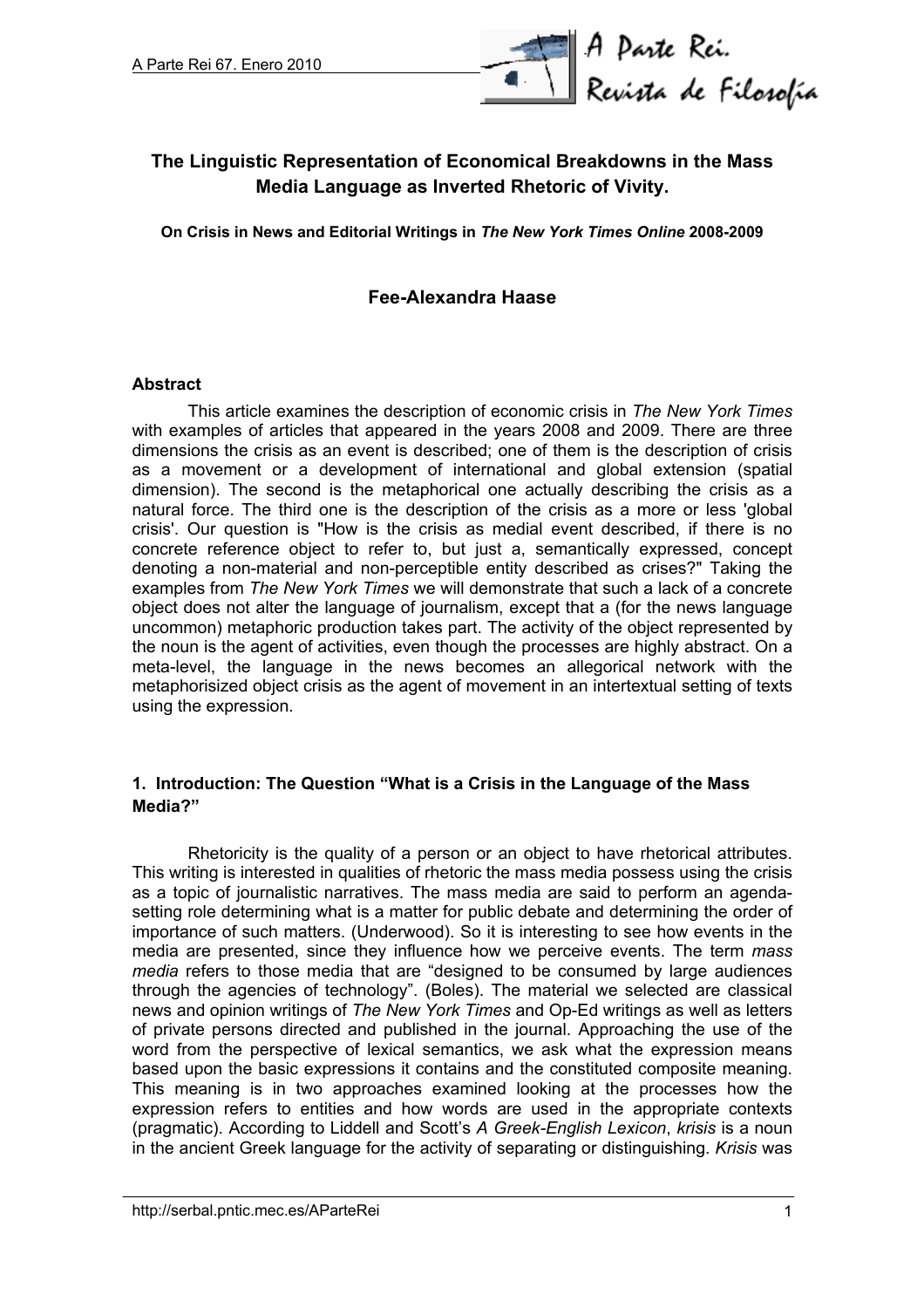# The Linguistic Representation of Economical Breakdowns in the Mass Media Language as Inverted Rhetoric of Vivity.

**On Crisis in News and Editorial Writings in *The New York Times Online* 2008-2009**

## Fee-Alexandra Haase

### Abstract

This article examines the description of economic crisis in *The New York Times* with examples of articles that appeared in the years 2008 and 2009. There are three dimensions the crisis as an event is described; one of them is the description of crisis as a movement or a development of international and global extension (spatial dimension). The second is the metaphorical one actually describing the crisis as a natural force. The third one is the description of the crisis as a more or less 'global crisis'. Our question is "How is the crisis as medial event described, if there is no concrete reference object to refer to, but just a, semantically expressed, concept denoting a non-material and non-perceptible entity described as crises?" Taking the examples from *The New York Times* we will demonstrate that such a lack of a concrete object does not alter the language of journalism, except that a (for the news language uncommon) metaphoric production takes part. The activity of the object represented by the noun is the agent of activities, even though the processes are highly abstract. On a meta-level, the language in the news becomes an allegorical network with the metaphorisized object crisis as the agent of movement in an intertextual setting of texts using the expression.

### 1. Introduction: The Question "What is a Crisis in the Language of the Mass Media?"

Rhetoricity is the quality of a person or an object to have rhetorical attributes. This writing is interested in qualities of rhetoric the mass media possess using the crisis as a topic of journalistic narratives. The mass media are said to perform an agenda-setting role determining what is a matter for public debate and determining the order of importance of such matters. (Underwood). So it is interesting to see how events in the media are presented, since they influence how we perceive events. The term *mass media* refers to those media that are "designed to be consumed by large audiences through the agencies of technology". (Boles). The material we selected are classical news and opinion writings of *The New York Times* and Op-Ed writings as well as letters of private persons directed and published in the journal. Approaching the use of the word from the perspective of lexical semantics, we ask what the expression means based upon the basic expressions it contains and the constituted composite meaning. This meaning is in two approaches examined looking at the processes how the expression refers to entities and how words are used in the appropriate contexts (pragmatic). According to Liddell and Scott's *A Greek-English Lexicon*, *krisis* is a noun in the ancient Greek language for the activity of separating or distinguishing. *Krisis* was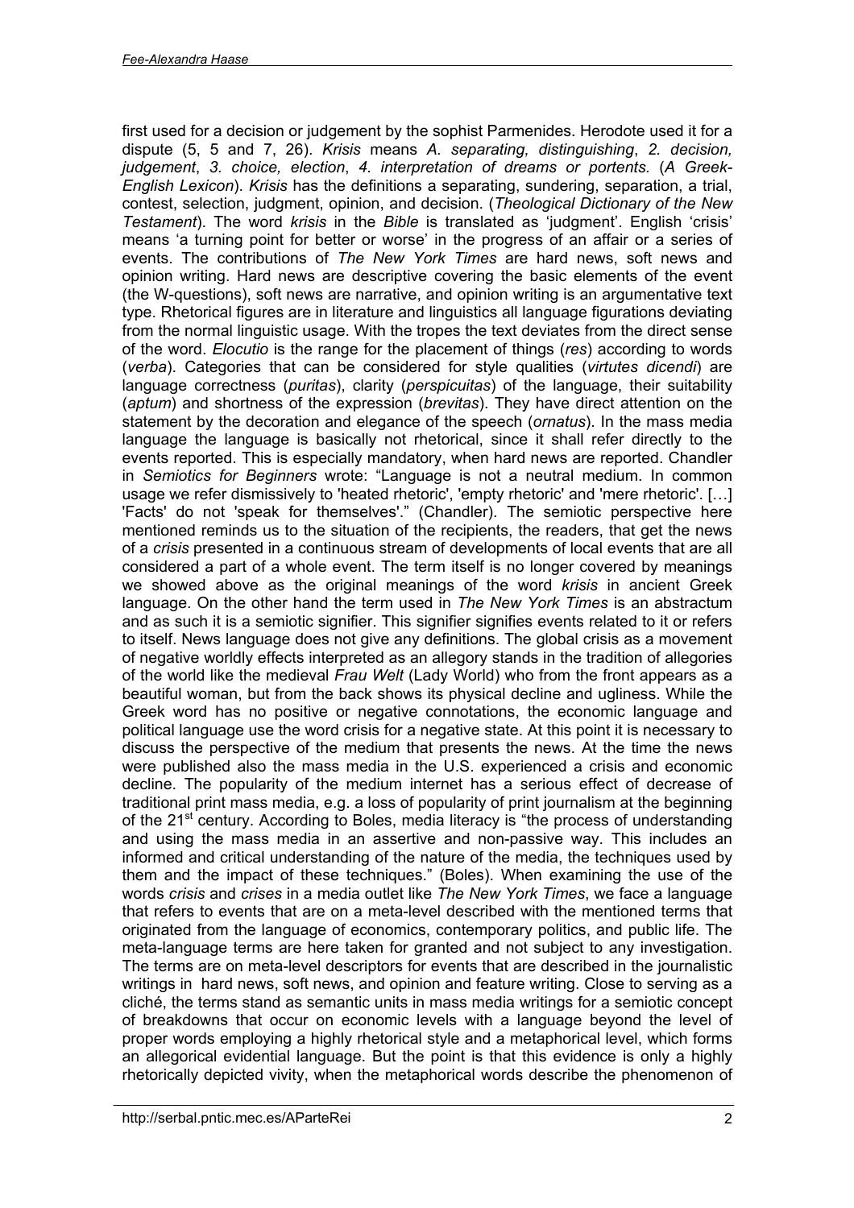first used for a decision or judgement by the sophist Parmenides. Herodote used it for a dispute (5, 5 and 7, 26). *Krisis* means *A. separating, distinguishing*, *2. decision, judgement*, *3. choice, election*, *4. interpretation of dreams or portents.* (*A Greek-English Lexicon*). *Krisis* has the definitions a separating, sundering, separation, a trial, contest, selection, judgment, opinion, and decision. (*Theological Dictionary of the New Testament*). The word *krisis* in the *Bible* is translated as 'judgment'. English 'crisis' means 'a turning point for better or worse' in the progress of an affair or a series of events. The contributions of *The New York Times* are hard news, soft news and opinion writing. Hard news are descriptive covering the basic elements of the event (the W-questions), soft news are narrative, and opinion writing is an argumentative text type. Rhetorical figures are in literature and linguistics all language figurations deviating from the normal linguistic usage. With the tropes the text deviates from the direct sense of the word. *Elocutio* is the range for the placement of things (*res*) according to words (*verba*). Categories that can be considered for style qualities (*virtutes dicendi*) are language correctness (*puritas*), clarity (*perspicuitas*) of the language, their suitability (*aptum*) and shortness of the expression (*brevitas*). They have direct attention on the statement by the decoration and elegance of the speech (*ornatus*). In the mass media language the language is basically not rhetorical, since it shall refer directly to the events reported. This is especially mandatory, when hard news are reported. Chandler in *Semiotics for Beginners* wrote: "Language is not a neutral medium. In common usage we refer dismissively to 'heated rhetoric', 'empty rhetoric' and 'mere rhetoric'. […] 'Facts' do not 'speak for themselves'." (Chandler). The semiotic perspective here mentioned reminds us to the situation of the recipients, the readers, that get the news of a *crisis* presented in a continuous stream of developments of local events that are all considered a part of a whole event. The term itself is no longer covered by meanings we showed above as the original meanings of the word *krisis* in ancient Greek language. On the other hand the term used in *The New York Times* is an abstractum and as such it is a semiotic signifier. This signifier signifies events related to it or refers to itself. News language does not give any definitions. The global crisis as a movement of negative worldly effects interpreted as an allegory stands in the tradition of allegories of the world like the medieval *Frau Welt* (Lady World) who from the front appears as a beautiful woman, but from the back shows its physical decline and ugliness. While the Greek word has no positive or negative connotations, the economic language and political language use the word crisis for a negative state. At this point it is necessary to discuss the perspective of the medium that presents the news. At the time the news were published also the mass media in the U.S. experienced a crisis and economic decline. The popularity of the medium internet has a serious effect of decrease of traditional print mass media, e.g. a loss of popularity of print journalism at the beginning of the 21st century. According to Boles, media literacy is "the process of understanding and using the mass media in an assertive and non-passive way. This includes an informed and critical understanding of the nature of the media, the techniques used by them and the impact of these techniques." (Boles). When examining the use of the words *crisis* and *crises* in a media outlet like *The New York Times*, we face a language that refers to events that are on a meta-level described with the mentioned terms that originated from the language of economics, contemporary politics, and public life. The meta-language terms are here taken for granted and not subject to any investigation. The terms are on meta-level descriptors for events that are described in the journalistic writings in hard news, soft news, and opinion and feature writing. Close to serving as a cliché, the terms stand as semantic units in mass media writings for a semiotic concept of breakdowns that occur on economic levels with a language beyond the level of proper words employing a highly rhetorical style and a metaphorical level, which forms an allegorical evidential language. But the point is that this evidence is only a highly rhetorically depicted vivity, when the metaphorical words describe the phenomenon of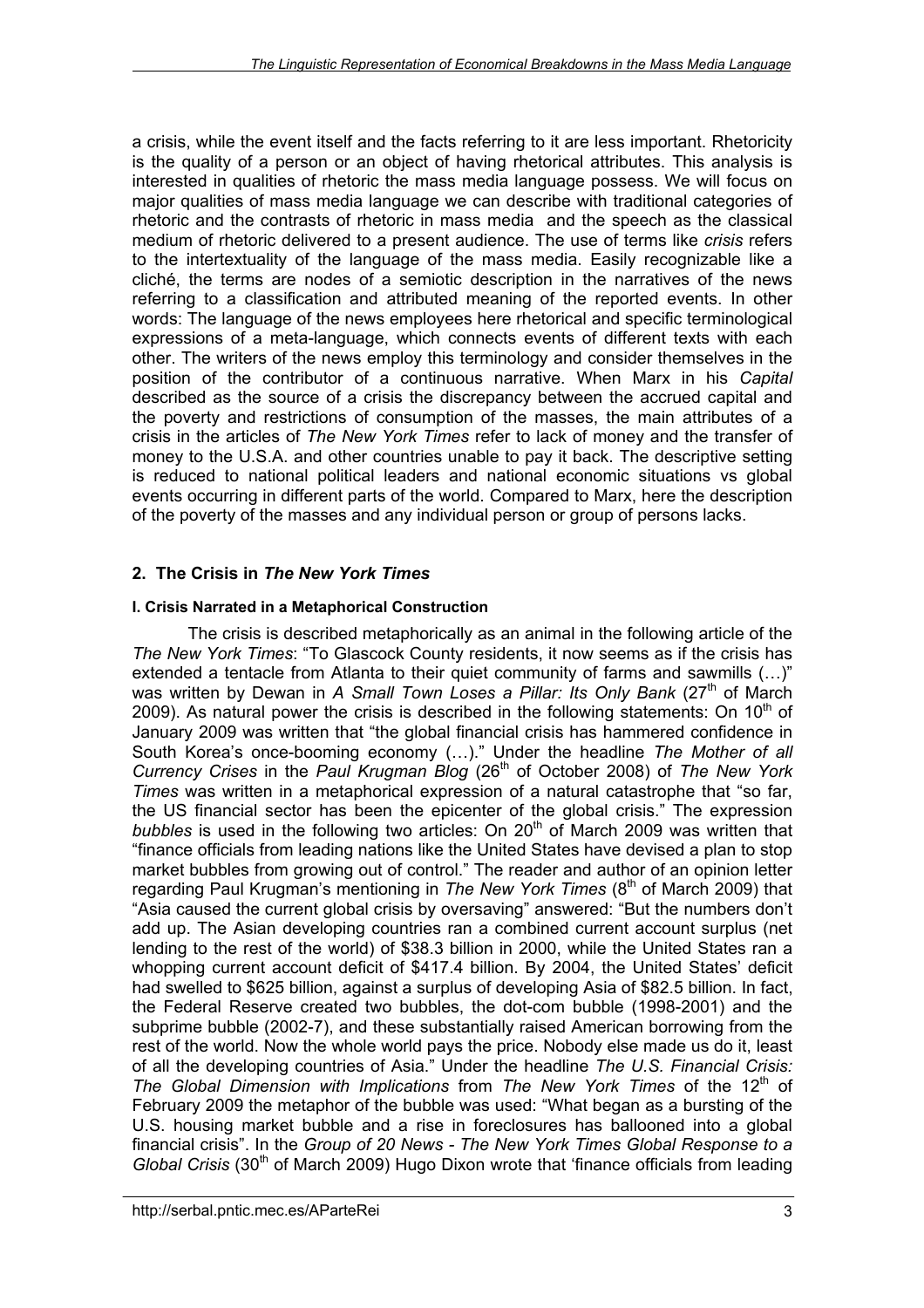a crisis, while the event itself and the facts referring to it are less important. Rhetoricity is the quality of a person or an object of having rhetorical attributes. This analysis is interested in qualities of rhetoric the mass media language possess. We will focus on major qualities of mass media language we can describe with traditional categories of rhetoric and the contrasts of rhetoric in mass media and the speech as the classical medium of rhetoric delivered to a present audience. The use of terms like *crisis* refers to the intertextuality of the language of the mass media. Easily recognizable like a cliché, the terms are nodes of a semiotic description in the narratives of the news referring to a classification and attributed meaning of the reported events. In other words: The language of the news employees here rhetorical and specific terminological expressions of a meta-language, which connects events of different texts with each other. The writers of the news employ this terminology and consider themselves in the position of the contributor of a continuous narrative. When Marx in his *Capital* described as the source of a crisis the discrepancy between the accrued capital and the poverty and restrictions of consumption of the masses, the main attributes of a crisis in the articles of *The New York Times* refer to lack of money and the transfer of money to the U.S.A. and other countries unable to pay it back. The descriptive setting is reduced to national political leaders and national economic situations vs global events occurring in different parts of the world. Compared to Marx, here the description of the poverty of the masses and any individual person or group of persons lacks.

## 2. The Crisis in *The New York Times*

### I. Crisis Narrated in a Metaphorical Construction

The crisis is described metaphorically as an animal in the following article of the *The New York Times*: "To Glascock County residents, it now seems as if the crisis has extended a tentacle from Atlanta to their quiet community of farms and sawmills (…)" was written by Dewan in *A Small Town Loses a Pillar: Its Only Bank* (27th of March 2009). As natural power the crisis is described in the following statements: On 10th of January 2009 was written that "the global financial crisis has hammered confidence in South Korea's once-booming economy (…)." Under the headline *The Mother of all Currency Crises* in the *Paul Krugman Blog* (26th of October 2008) of *The New York Times* was written in a metaphorical expression of a natural catastrophe that "so far, the US financial sector has been the epicenter of the global crisis." The expression *bubbles* is used in the following two articles: On 20th of March 2009 was written that "finance officials from leading nations like the United States have devised a plan to stop market bubbles from growing out of control." The reader and author of an opinion letter regarding Paul Krugman's mentioning in *The New York Times* (8th of March 2009) that "Asia caused the current global crisis by oversaving" answered: "But the numbers don't add up. The Asian developing countries ran a combined current account surplus (net lending to the rest of the world) of $38.3 billion in 2000, while the United States ran a whopping current account deficit of $417.4 billion. By 2004, the United States' deficit had swelled to $625 billion, against a surplus of developing Asia of $82.5 billion. In fact, the Federal Reserve created two bubbles, the dot-com bubble (1998-2001) and the subprime bubble (2002-7), and these substantially raised American borrowing from the rest of the world. Now the whole world pays the price. Nobody else made us do it, least of all the developing countries of Asia." Under the headline *The U.S. Financial Crisis: The Global Dimension with Implications* from *The New York Times* of the 12th of February 2009 the metaphor of the bubble was used: "What began as a bursting of the U.S. housing market bubble and a rise in foreclosures has ballooned into a global financial crisis". In the *Group of 20 News - The New York Times Global Response to a Global Crisis* (30th of March 2009) Hugo Dixon wrote that 'finance officials from leading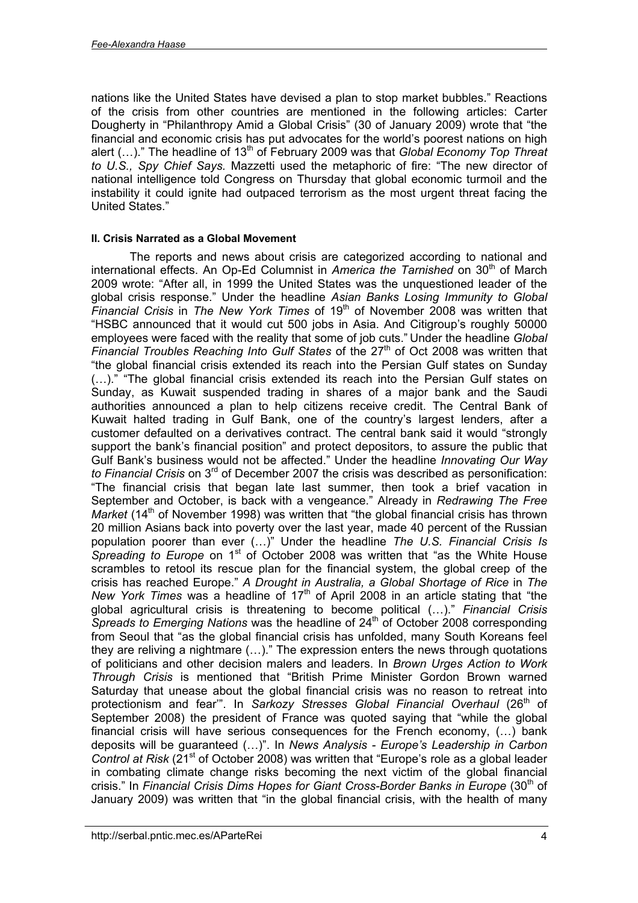nations like the United States have devised a plan to stop market bubbles." Reactions of the crisis from other countries are mentioned in the following articles: Carter Dougherty in "Philanthropy Amid a Global Crisis" (30 of January 2009) wrote that "the financial and economic crisis has put advocates for the world's poorest nations on high alert (…)." The headline of 13th of February 2009 was that *Global Economy Top Threat to U.S., Spy Chief Says.* Mazzetti used the metaphoric of fire: "The new director of national intelligence told Congress on Thursday that global economic turmoil and the instability it could ignite had outpaced terrorism as the most urgent threat facing the United States."

#### II. Crisis Narrated as a Global Movement

The reports and news about crisis are categorized according to national and international effects. An Op-Ed Columnist in *America the Tarnished* on 30th of March 2009 wrote: "After all, in 1999 the United States was the unquestioned leader of the global crisis response." Under the headline *Asian Banks Losing Immunity to Global Financial Crisis* in *The New York Times* of 19th of November 2008 was written that "HSBC announced that it would cut 500 jobs in Asia. And Citigroup's roughly 50000 employees were faced with the reality that some of job cuts." Under the headline *Global Financial Troubles Reaching Into Gulf States* of the 27th of Oct 2008 was written that "the global financial crisis extended its reach into the Persian Gulf states on Sunday (…)." "The global financial crisis extended its reach into the Persian Gulf states on Sunday, as Kuwait suspended trading in shares of a major bank and the Saudi authorities announced a plan to help citizens receive credit. The Central Bank of Kuwait halted trading in Gulf Bank, one of the country's largest lenders, after a customer defaulted on a derivatives contract. The central bank said it would "strongly support the bank's financial position" and protect depositors, to assure the public that Gulf Bank's business would not be affected." Under the headline *Innovating Our Way to Financial Crisis* on 3rd of December 2007 the crisis was described as personification: "The financial crisis that began late last summer, then took a brief vacation in September and October, is back with a vengeance." Already in *Redrawing The Free Market* (14th of November 1998) was written that "the global financial crisis has thrown 20 million Asians back into poverty over the last year, made 40 percent of the Russian population poorer than ever (…)" Under the headline *The U.S. Financial Crisis Is Spreading to Europe* on 1st of October 2008 was written that "as the White House scrambles to retool its rescue plan for the financial system, the global creep of the crisis has reached Europe." *A Drought in Australia, a Global Shortage of Rice* in *The New York Times* was a headline of 17th of April 2008 in an article stating that "the global agricultural crisis is threatening to become political (…)." *Financial Crisis Spreads to Emerging Nations* was the headline of 24th of October 2008 corresponding from Seoul that "as the global financial crisis has unfolded, many South Koreans feel they are reliving a nightmare (…)." The expression enters the news through quotations of politicians and other decision malers and leaders. In *Brown Urges Action to Work Through Crisis* is mentioned that "British Prime Minister Gordon Brown warned Saturday that unease about the global financial crisis was no reason to retreat into protectionism and fear'". In *Sarkozy Stresses Global Financial Overhaul* (26th of September 2008) the president of France was quoted saying that "while the global financial crisis will have serious consequences for the French economy, (…) bank deposits will be guaranteed (…)". In *News Analysis - Europe's Leadership in Carbon Control at Risk* (21st of October 2008) was written that "Europe's role as a global leader in combating climate change risks becoming the next victim of the global financial crisis." In *Financial Crisis Dims Hopes for Giant Cross-Border Banks in Europe* (30th of January 2009) was written that "in the global financial crisis, with the health of many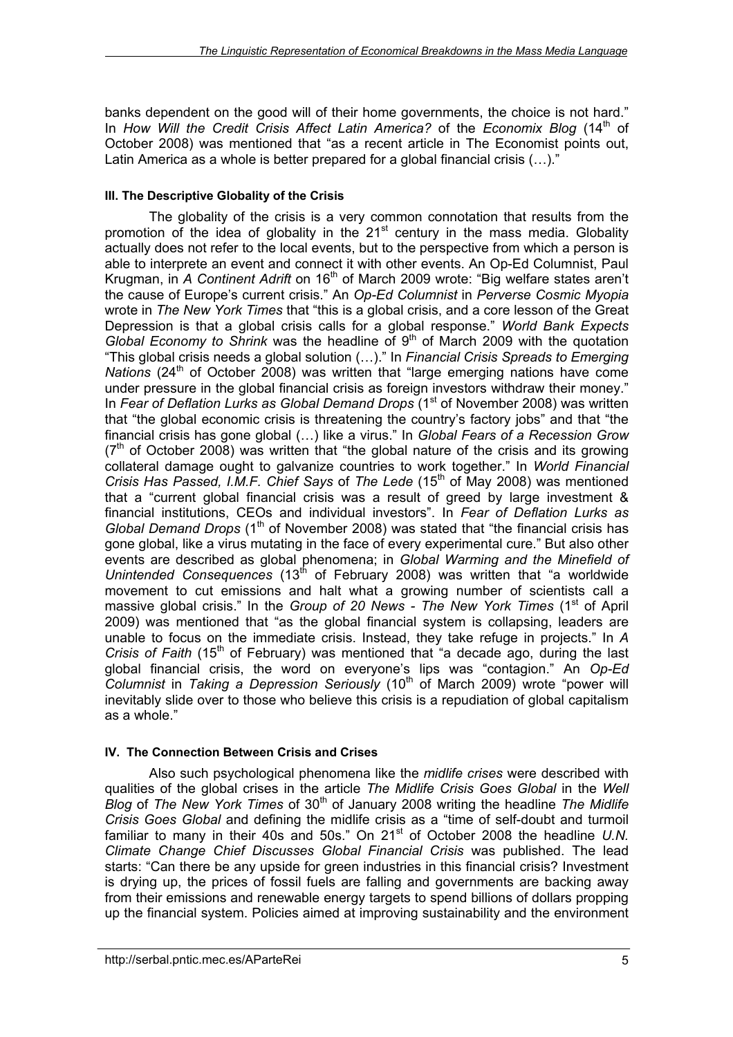banks dependent on the good will of their home governments, the choice is not hard." In *How Will the Credit Crisis Affect Latin America?* of the *Economix Blog* (14th of October 2008) was mentioned that "as a recent article in The Economist points out, Latin America as a whole is better prepared for a global financial crisis (…)."

#### III. The Descriptive Globality of the Crisis

The globality of the crisis is a very common connotation that results from the promotion of the idea of globality in the 21st century in the mass media. Globality actually does not refer to the local events, but to the perspective from which a person is able to interprete an event and connect it with other events. An Op-Ed Columnist, Paul Krugman, in *A Continent Adrift* on 16th of March 2009 wrote: "Big welfare states aren't the cause of Europe's current crisis." An *Op-Ed Columnist* in *Perverse Cosmic Myopia* wrote in *The New York Times* that "this is a global crisis, and a core lesson of the Great Depression is that a global crisis calls for a global response." *World Bank Expects Global Economy to Shrink* was the headline of 9th of March 2009 with the quotation "This global crisis needs a global solution (…)." In *Financial Crisis Spreads to Emerging Nations* (24th of October 2008) was written that "large emerging nations have come under pressure in the global financial crisis as foreign investors withdraw their money." In *Fear of Deflation Lurks as Global Demand Drops* (1st of November 2008) was written that "the global economic crisis is threatening the country's factory jobs" and that "the financial crisis has gone global (…) like a virus." In *Global Fears of a Recession Grow* (7th of October 2008) was written that "the global nature of the crisis and its growing collateral damage ought to galvanize countries to work together." In *World Financial Crisis Has Passed, I.M.F. Chief Says* of *The Lede* (15th of May 2008) was mentioned that a "current global financial crisis was a result of greed by large investment & financial institutions, CEOs and individual investors". In *Fear of Deflation Lurks as Global Demand Drops* (1th of November 2008) was stated that "the financial crisis has gone global, like a virus mutating in the face of every experimental cure." But also other events are described as global phenomena; in *Global Warming and the Minefield of Unintended Consequences* (13th of February 2008) was written that "a worldwide movement to cut emissions and halt what a growing number of scientists call a massive global crisis." In the *Group of 20 News - The New York Times* (1st of April 2009) was mentioned that "as the global financial system is collapsing, leaders are unable to focus on the immediate crisis. Instead, they take refuge in projects." In *A Crisis of Faith* (15th of February) was mentioned that "a decade ago, during the last global financial crisis, the word on everyone's lips was "contagion." An *Op-Ed Columnist* in *Taking a Depression Seriously* (10th of March 2009) wrote "power will inevitably slide over to those who believe this crisis is a repudiation of global capitalism as a whole."

#### IV. The Connection Between Crisis and Crises

Also such psychological phenomena like the *midlife crises* were described with qualities of the global crises in the article *The Midlife Crisis Goes Global* in the *Well Blog* of *The New York Times* of 30th of January 2008 writing the headline *The Midlife Crisis Goes Global* and defining the midlife crisis as a "time of self-doubt and turmoil familiar to many in their 40s and 50s." On 21st of October 2008 the headline *U.N. Climate Change Chief Discusses Global Financial Crisis* was published. The lead starts: "Can there be any upside for green industries in this financial crisis? Investment is drying up, the prices of fossil fuels are falling and governments are backing away from their emissions and renewable energy targets to spend billions of dollars propping up the financial system. Policies aimed at improving sustainability and the environment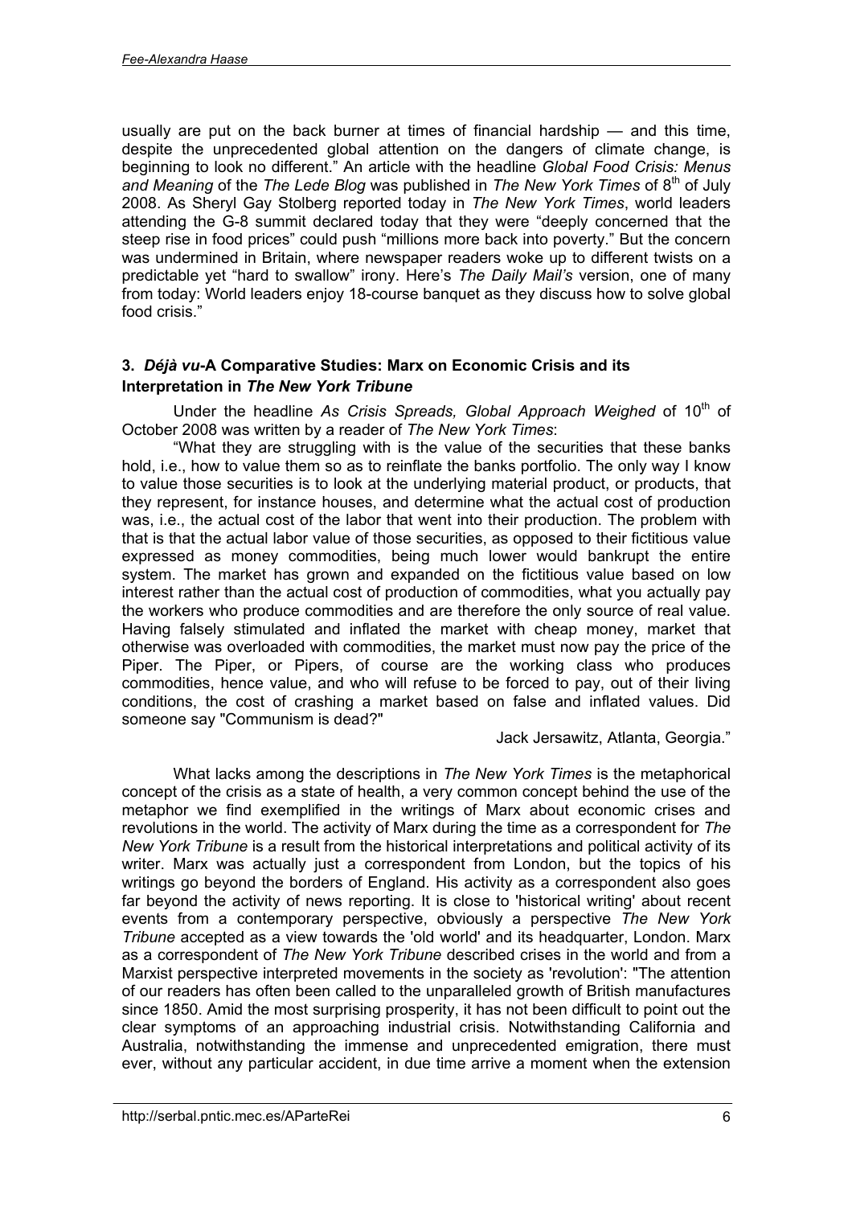usually are put on the back burner at times of financial hardship — and this time, despite the unprecedented global attention on the dangers of climate change, is beginning to look no different." An article with the headline *Global Food Crisis: Menus and Meaning* of the *The Lede Blog* was published in *The New York Times* of 8th of July 2008. As Sheryl Gay Stolberg reported today in *The New York Times*, world leaders attending the G-8 summit declared today that they were "deeply concerned that the steep rise in food prices" could push "millions more back into poverty." But the concern was undermined in Britain, where newspaper readers woke up to different twists on a predictable yet "hard to swallow" irony. Here's *The Daily Mail's* version, one of many from today: World leaders enjoy 18-course banquet as they discuss how to solve global food crisis."

### 3. *Déjà vu*-A Comparative Studies: Marx on Economic Crisis and its Interpretation in *The New York Tribune*

Under the headline *As Crisis Spreads, Global Approach Weighed* of 10th of October 2008 was written by a reader of *The New York Times*:

"What they are struggling with is the value of the securities that these banks hold, i.e., how to value them so as to reinflate the banks portfolio. The only way I know to value those securities is to look at the underlying material product, or products, that they represent, for instance houses, and determine what the actual cost of production was, i.e., the actual cost of the labor that went into their production. The problem with that is that the actual labor value of those securities, as opposed to their fictitious value expressed as money commodities, being much lower would bankrupt the entire system. The market has grown and expanded on the fictitious value based on low interest rather than the actual cost of production of commodities, what you actually pay the workers who produce commodities and are therefore the only source of real value. Having falsely stimulated and inflated the market with cheap money, market that otherwise was overloaded with commodities, the market must now pay the price of the Piper. The Piper, or Pipers, of course are the working class who produces commodities, hence value, and who will refuse to be forced to pay, out of their living conditions, the cost of crashing a market based on false and inflated values. Did someone say "Communism is dead?"

Jack Jersawitz, Atlanta, Georgia."

What lacks among the descriptions in *The New York Times* is the metaphorical concept of the crisis as a state of health, a very common concept behind the use of the metaphor we find exemplified in the writings of Marx about economic crises and revolutions in the world. The activity of Marx during the time as a correspondent for *The New York Tribune* is a result from the historical interpretations and political activity of its writer. Marx was actually just a correspondent from London, but the topics of his writings go beyond the borders of England. His activity as a correspondent also goes far beyond the activity of news reporting. It is close to 'historical writing' about recent events from a contemporary perspective, obviously a perspective *The New York Tribune* accepted as a view towards the 'old world' and its headquarter, London. Marx as a correspondent of *The New York Tribune* described crises in the world and from a Marxist perspective interpreted movements in the society as 'revolution': "The attention of our readers has often been called to the unparalleled growth of British manufactures since 1850. Amid the most surprising prosperity, it has not been difficult to point out the clear symptoms of an approaching industrial crisis. Notwithstanding California and Australia, notwithstanding the immense and unprecedented emigration, there must ever, without any particular accident, in due time arrive a moment when the extension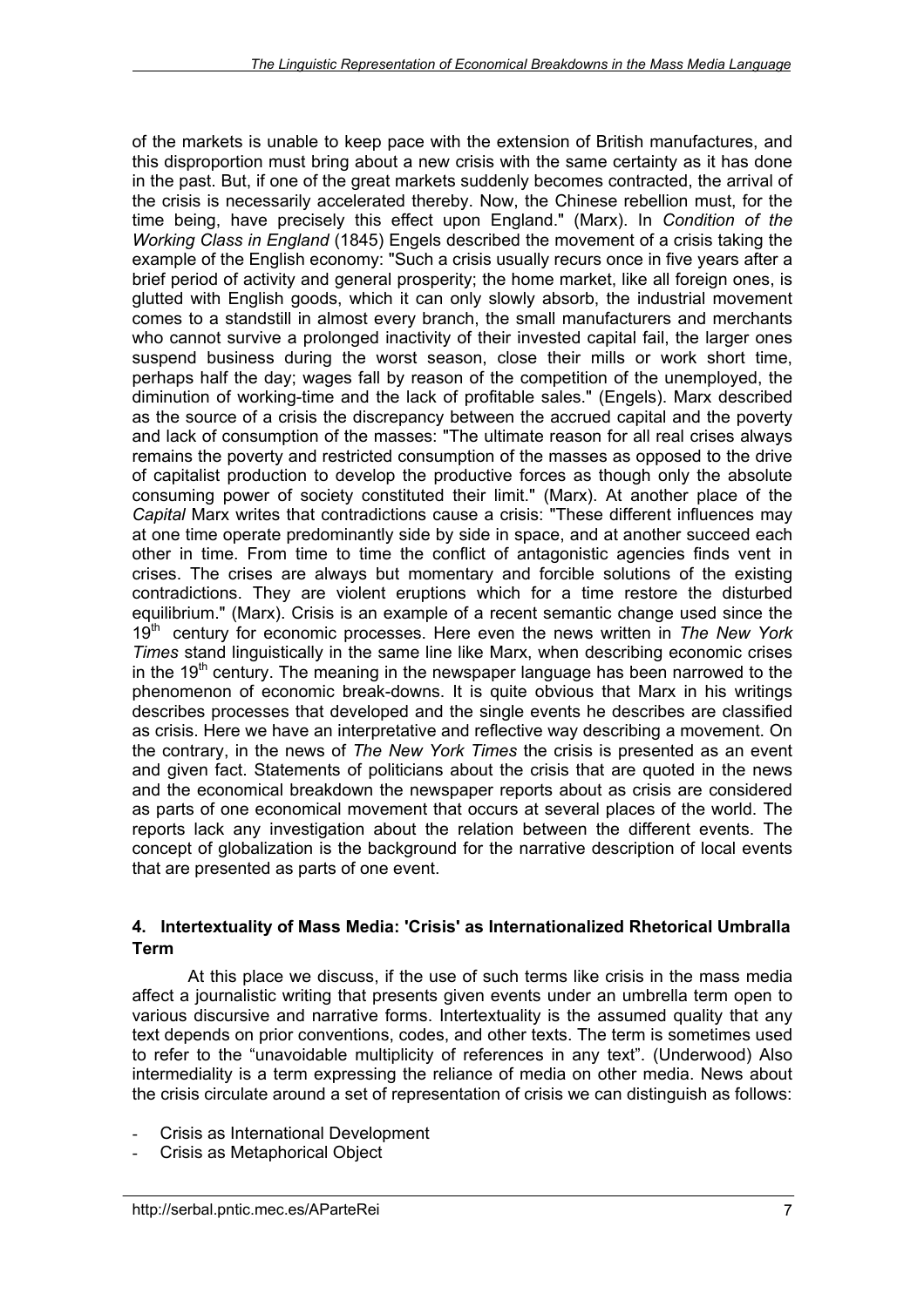of the markets is unable to keep pace with the extension of British manufactures, and this disproportion must bring about a new crisis with the same certainty as it has done in the past. But, if one of the great markets suddenly becomes contracted, the arrival of the crisis is necessarily accelerated thereby. Now, the Chinese rebellion must, for the time being, have precisely this effect upon England." (Marx). In *Condition of the Working Class in England* (1845) Engels described the movement of a crisis taking the example of the English economy: "Such a crisis usually recurs once in five years after a brief period of activity and general prosperity; the home market, like all foreign ones, is glutted with English goods, which it can only slowly absorb, the industrial movement comes to a standstill in almost every branch, the small manufacturers and merchants who cannot survive a prolonged inactivity of their invested capital fail, the larger ones suspend business during the worst season, close their mills or work short time, perhaps half the day; wages fall by reason of the competition of the unemployed, the diminution of working-time and the lack of profitable sales." (Engels). Marx described as the source of a crisis the discrepancy between the accrued capital and the poverty and lack of consumption of the masses: "The ultimate reason for all real crises always remains the poverty and restricted consumption of the masses as opposed to the drive of capitalist production to develop the productive forces as though only the absolute consuming power of society constituted their limit." (Marx). At another place of the *Capital* Marx writes that contradictions cause a crisis: "These different influences may at one time operate predominantly side by side in space, and at another succeed each other in time. From time to time the conflict of antagonistic agencies finds vent in crises. The crises are always but momentary and forcible solutions of the existing contradictions. They are violent eruptions which for a time restore the disturbed equilibrium." (Marx). Crisis is an example of a recent semantic change used since the 19th century for economic processes. Here even the news written in *The New York Times* stand linguistically in the same line like Marx, when describing economic crises in the 19th century. The meaning in the newspaper language has been narrowed to the phenomenon of economic break-downs. It is quite obvious that Marx in his writings describes processes that developed and the single events he describes are classified as crisis. Here we have an interpretative and reflective way describing a movement. On the contrary, in the news of *The New York Times* the crisis is presented as an event and given fact. Statements of politicians about the crisis that are quoted in the news and the economical breakdown the newspaper reports about as crisis are considered as parts of one economical movement that occurs at several places of the world. The reports lack any investigation about the relation between the different events. The concept of globalization is the background for the narrative description of local events that are presented as parts of one event.

## 4. Intertextuality of Mass Media: 'Crisis' as Internationalized Rhetorical Umbralla Term

At this place we discuss, if the use of such terms like crisis in the mass media affect a journalistic writing that presents given events under an umbrella term open to various discursive and narrative forms. Intertextuality is the assumed quality that any text depends on prior conventions, codes, and other texts. The term is sometimes used to refer to the "unavoidable multiplicity of references in any text". (Underwood) Also intermediality is a term expressing the reliance of media on other media. News about the crisis circulate around a set of representation of crisis we can distinguish as follows:

- Crisis as International Development
- Crisis as Metaphorical Object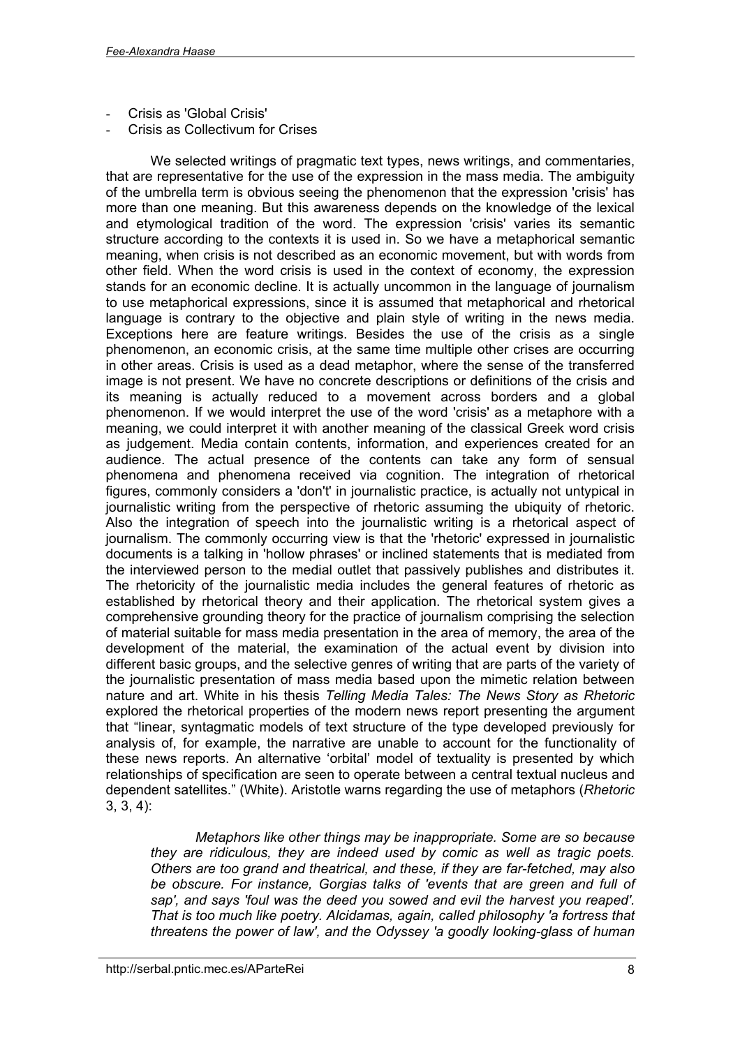- Crisis as 'Global Crisis'
- Crisis as Collectivum for Crises

We selected writings of pragmatic text types, news writings, and commentaries, that are representative for the use of the expression in the mass media. The ambiguity of the umbrella term is obvious seeing the phenomenon that the expression 'crisis' has more than one meaning. But this awareness depends on the knowledge of the lexical and etymological tradition of the word. The expression 'crisis' varies its semantic structure according to the contexts it is used in. So we have a metaphorical semantic meaning, when crisis is not described as an economic movement, but with words from other field. When the word crisis is used in the context of economy, the expression stands for an economic decline. It is actually uncommon in the language of journalism to use metaphorical expressions, since it is assumed that metaphorical and rhetorical language is contrary to the objective and plain style of writing in the news media. Exceptions here are feature writings. Besides the use of the crisis as a single phenomenon, an economic crisis, at the same time multiple other crises are occurring in other areas. Crisis is used as a dead metaphor, where the sense of the transferred image is not present. We have no concrete descriptions or definitions of the crisis and its meaning is actually reduced to a movement across borders and a global phenomenon. If we would interpret the use of the word 'crisis' as a metaphore with a meaning, we could interpret it with another meaning of the classical Greek word crisis as judgement. Media contain contents, information, and experiences created for an audience. The actual presence of the contents can take any form of sensual phenomena and phenomena received via cognition. The integration of rhetorical figures, commonly considers a 'don't' in journalistic practice, is actually not untypical in journalistic writing from the perspective of rhetoric assuming the ubiquity of rhetoric. Also the integration of speech into the journalistic writing is a rhetorical aspect of journalism. The commonly occurring view is that the 'rhetoric' expressed in journalistic documents is a talking in 'hollow phrases' or inclined statements that is mediated from the interviewed person to the medial outlet that passively publishes and distributes it. The rhetoricity of the journalistic media includes the general features of rhetoric as established by rhetorical theory and their application. The rhetorical system gives a comprehensive grounding theory for the practice of journalism comprising the selection of material suitable for mass media presentation in the area of memory, the area of the development of the material, the examination of the actual event by division into different basic groups, and the selective genres of writing that are parts of the variety of the journalistic presentation of mass media based upon the mimetic relation between nature and art. White in his thesis *Telling Media Tales: The News Story as Rhetoric* explored the rhetorical properties of the modern news report presenting the argument that "linear, syntagmatic models of text structure of the type developed previously for analysis of, for example, the narrative are unable to account for the functionality of these news reports. An alternative 'orbital' model of textuality is presented by which relationships of specification are seen to operate between a central textual nucleus and dependent satellites." (White). Aristotle warns regarding the use of metaphors (*Rhetoric* 3, 3, 4):

> *Metaphors like other things may be inappropriate. Some are so because they are ridiculous, they are indeed used by comic as well as tragic poets. Others are too grand and theatrical, and these, if they are far-fetched, may also be obscure. For instance, Gorgias talks of 'events that are green and full of sap', and says 'foul was the deed you sowed and evil the harvest you reaped'. That is too much like poetry. Alcidamas, again, called philosophy 'a fortress that threatens the power of law', and the Odyssey 'a goodly looking-glass of human*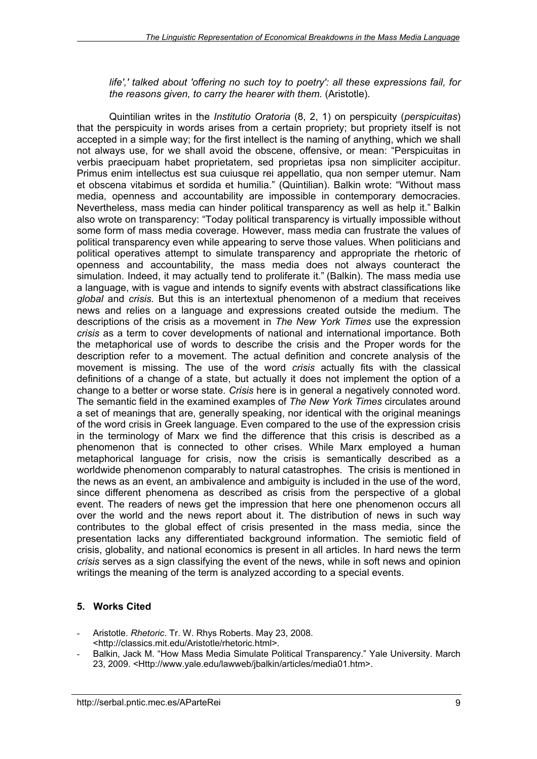*life',' talked about 'offering no such toy to poetry': all these expressions fail, for the reasons given, to carry the hearer with them.* (Aristotle).

Quintilian writes in the *Institutio Oratoria* (8, 2, 1) on perspicuity (*perspicuitas*) that the perspicuity in words arises from a certain propriety; but propriety itself is not accepted in a simple way; for the first intellect is the naming of anything, which we shall not always use, for we shall avoid the obscene, offensive, or mean: "Perspicuitas in verbis praecipuam habet proprietatem, sed proprietas ipsa non simpliciter accipitur. Primus enim intellectus est sua cuiusque rei appellatio, qua non semper utemur. Nam et obscena vitabimus et sordida et humilia." (Quintilian). Balkin wrote: "Without mass media, openness and accountability are impossible in contemporary democracies. Nevertheless, mass media can hinder political transparency as well as help it." Balkin also wrote on transparency: "Today political transparency is virtually impossible without some form of mass media coverage. However, mass media can frustrate the values of political transparency even while appearing to serve those values. When politicians and political operatives attempt to simulate transparency and appropriate the rhetoric of openness and accountability, the mass media does not always counteract the simulation. Indeed, it may actually tend to proliferate it." (Balkin). The mass media use a language, with is vague and intends to signify events with abstract classifications like *global* and *crisis.* But this is an intertextual phenomenon of a medium that receives news and relies on a language and expressions created outside the medium. The descriptions of the crisis as a movement in *The New York Times* use the expression *crisis* as a term to cover developments of national and international importance. Both the metaphorical use of words to describe the crisis and the Proper words for the description refer to a movement. The actual definition and concrete analysis of the movement is missing. The use of the word *crisis* actually fits with the classical definitions of a change of a state, but actually it does not implement the option of a change to a better or worse state. *Crisis* here is in general a negatively connoted word. The semantic field in the examined examples of *The New York Times* circulates around a set of meanings that are, generally speaking, nor identical with the original meanings of the word crisis in Greek language. Even compared to the use of the expression crisis in the terminology of Marx we find the difference that this crisis is described as a phenomenon that is connected to other crises. While Marx employed a human metaphorical language for crisis, now the crisis is semantically described as a worldwide phenomenon comparably to natural catastrophes. The crisis is mentioned in the news as an event, an ambivalence and ambiguity is included in the use of the word, since different phenomena as described as crisis from the perspective of a global event. The readers of news get the impression that here one phenomenon occurs all over the world and the news report about it. The distribution of news in such way contributes to the global effect of crisis presented in the mass media, since the presentation lacks any differentiated background information. The semiotic field of crisis, globality, and national economics is present in all articles. In hard news the term *crisis* serves as a sign classifying the event of the news, while in soft news and opinion writings the meaning of the term is analyzed according to a special events.

## 5. Works Cited

- Aristotle. *Rhetoric*. Tr. W. Rhys Roberts. May 23, 2008. <http://classics.mit.edu/Aristotle/rhetoric.html>.
- Balkin, Jack M. "How Mass Media Simulate Political Transparency." Yale University. March 23, 2009. <Http://www.yale.edu/lawweb/jbalkin/articles/media01.htm>.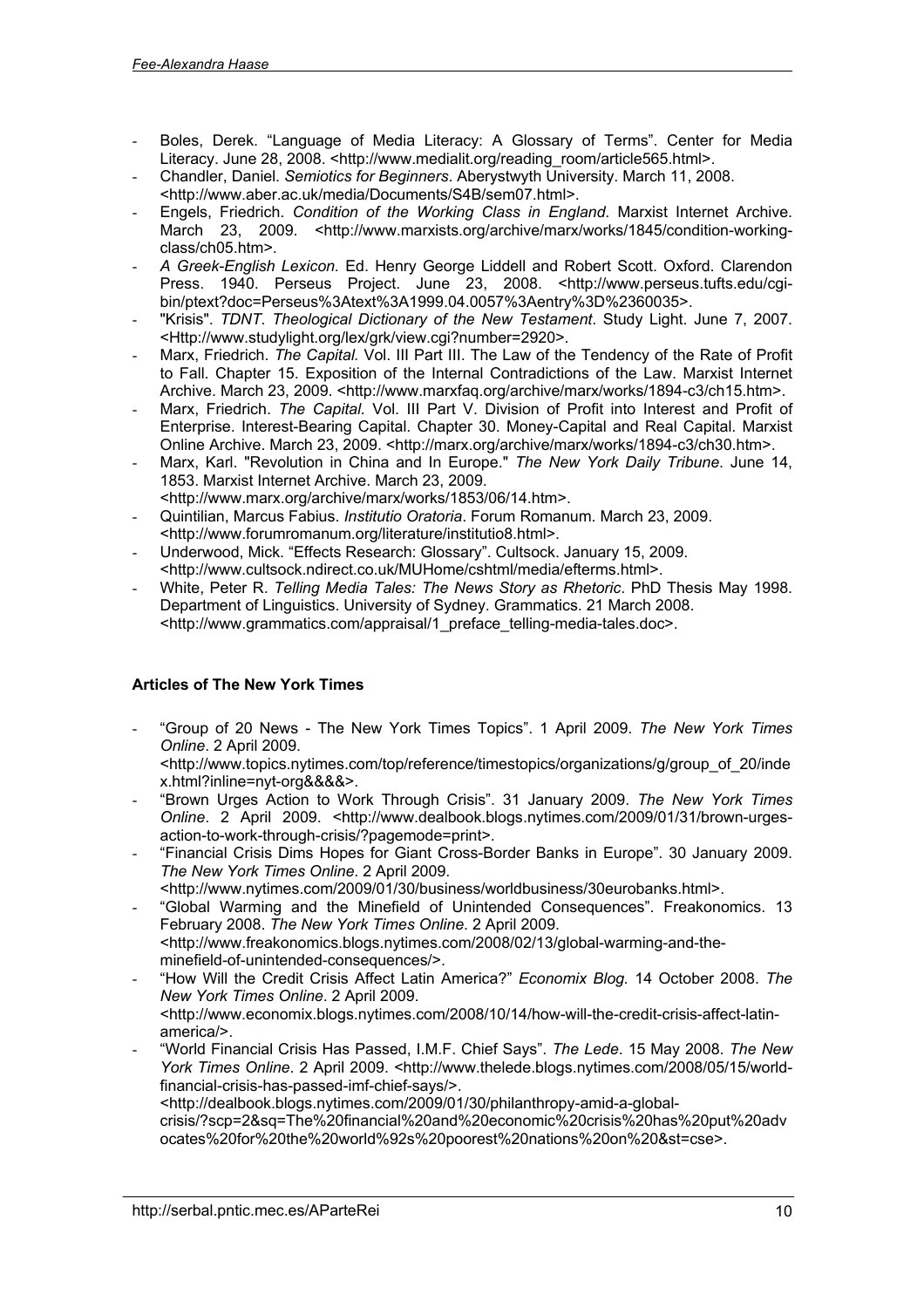- Boles, Derek. “Language of Media Literacy: A Glossary of Terms”. Center for Media Literacy. June 28, 2008. <http://www.medialit.org/reading_room/article565.html>.
- Chandler, Daniel. *Semiotics for Beginners*. Aberystwyth University. March 11, 2008. <http://www.aber.ac.uk/media/Documents/S4B/sem07.html>.
- Engels, Friedrich. *Condition of the Working Class in England*. Marxist Internet Archive. March 23, 2009. <http://www.marxists.org/archive/marx/works/1845/condition-working-class/ch05.htm>.
- *A Greek-English Lexicon*. Ed. Henry George Liddell and Robert Scott. Oxford. Clarendon Press. 1940. Perseus Project. June 23, 2008. <http://www.perseus.tufts.edu/cgi-bin/ptext?doc=Perseus%3Atext%3A1999.04.0057%3Aentry%3D%2360035>.
- "Krisis". *TDNT. Theological Dictionary of the New Testament*. Study Light. June 7, 2007. <Http://www.studylight.org/lex/grk/view.cgi?number=2920>.
- Marx, Friedrich. *The Capital*. Vol. III Part III. The Law of the Tendency of the Rate of Profit to Fall. Chapter 15. Exposition of the Internal Contradictions of the Law. Marxist Internet Archive. March 23, 2009. <http://www.marxfaq.org/archive/marx/works/1894-c3/ch15.htm>.
- Marx, Friedrich. *The Capital.* Vol. III Part V. Division of Profit into Interest and Profit of Enterprise. Interest-Bearing Capital. Chapter 30. Money-Capital and Real Capital. Marxist Online Archive. March 23, 2009. <http://marx.org/archive/marx/works/1894-c3/ch30.htm>.
- Marx, Karl. "Revolution in China and In Europe." *The New York Daily Tribune*. June 14, 1853. Marxist Internet Archive. March 23, 2009. <http://www.marx.org/archive/marx/works/1853/06/14.htm>.
- Quintilian, Marcus Fabius. *Institutio Oratoria*. Forum Romanum. March 23, 2009. <http://www.forumromanum.org/literature/institutio8.html>.
- Underwood, Mick. “Effects Research: Glossary”. Cultsock. January 15, 2009. <http://www.cultsock.ndirect.co.uk/MUHome/cshtml/media/efterms.html>.
- White, Peter R. *Telling Media Tales: The News Story as Rhetoric*. PhD Thesis May 1998. Department of Linguistics. University of Sydney. Grammatics. 21 March 2008. <http://www.grammatics.com/appraisal/1_preface_telling-media-tales.doc>.

**Articles of The New York Times**

- “Group of 20 News - The New York Times Topics”. 1 April 2009. *The New York Times Online*. 2 April 2009. <http://www.topics.nytimes.com/top/reference/timestopics/organizations/g/group_of_20/index.html?inline=nyt-org&&&&>.
- “Brown Urges Action to Work Through Crisis”. 31 January 2009. *The New York Times Online*. 2 April 2009. <http://www.dealbook.blogs.nytimes.com/2009/01/31/brown-urges-action-to-work-through-crisis/?pagemode=print>.
- “Financial Crisis Dims Hopes for Giant Cross-Border Banks in Europe”. 30 January 2009. *The New York Times Online*. 2 April 2009. <http://www.nytimes.com/2009/01/30/business/worldbusiness/30eurobanks.html>.
- “Global Warming and the Minefield of Unintended Consequences”. Freakonomics. 13 February 2008. *The New York Times Online*. 2 April 2009. <http://www.freakonomics.blogs.nytimes.com/2008/02/13/global-warming-and-the-minefield-of-unintended-consequences/>.
- “How Will the Credit Crisis Affect Latin America?” *Economix Blog.* 14 October 2008. *The New York Times Online*. 2 April 2009. <http://www.economix.blogs.nytimes.com/2008/10/14/how-will-the-credit-crisis-affect-latin-america/>.
- “World Financial Crisis Has Passed, I.M.F. Chief Says”. *The Lede*. 15 May 2008. *The New York Times Online*. 2 April 2009. <http://www.thelede.blogs.nytimes.com/2008/05/15/world-financial-crisis-has-passed-imf-chief-says/>. <http://dealbook.blogs.nytimes.com/2009/01/30/philanthropy-amid-a-global-crisis/?scp=2&sq=The%20financial%20and%20economic%20crisis%20has%20put%20advocates%20for%20the%20world%92s%20poorest%20nations%20on%20&st=cse>.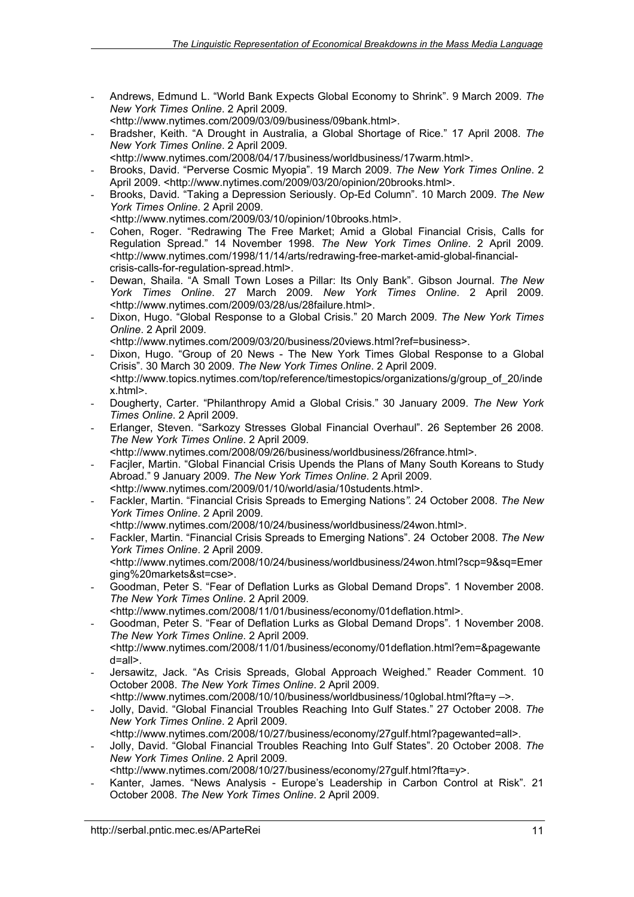- Andrews, Edmund L. "World Bank Expects Global Economy to Shrink". 9 March 2009. *The New York Times Online*. 2 April 2009. <http://www.nytimes.com/2009/03/09/business/09bank.html>.
- Bradsher, Keith. "A Drought in Australia, a Global Shortage of Rice." 17 April 2008. *The New York Times Online*. 2 April 2009. <http://www.nytimes.com/2008/04/17/business/worldbusiness/17warm.html>.
- Brooks, David. "Perverse Cosmic Myopia". 19 March 2009. *The New York Times Online*. 2 April 2009. <http://www.nytimes.com/2009/03/20/opinion/20brooks.html>.
- Brooks, David. "Taking a Depression Seriously. Op-Ed Column". 10 March 2009. *The New York Times Online*. 2 April 2009. <http://www.nytimes.com/2009/03/10/opinion/10brooks.html>.
- Cohen, Roger. "Redrawing The Free Market; Amid a Global Financial Crisis, Calls for Regulation Spread." 14 November 1998. *The New York Times Online*. 2 April 2009. <http://www.nytimes.com/1998/11/14/arts/redrawing-free-market-amid-global-financial-crisis-calls-for-regulation-spread.html>.
- Dewan, Shaila. "A Small Town Loses a Pillar: Its Only Bank". Gibson Journal. *The New York Times Online*. 27 March 2009. *New York Times Online*. 2 April 2009. <http://www.nytimes.com/2009/03/28/us/28failure.html>.
- Dixon, Hugo. "Global Response to a Global Crisis." 20 March 2009. *The New York Times Online*. 2 April 2009. <http://www.nytimes.com/2009/03/20/business/20views.html?ref=business>.
- Dixon, Hugo. "Group of 20 News - The New York Times Global Response to a Global Crisis". 30 March 30 2009. *The New York Times Online*. 2 April 2009. <http://www.topics.nytimes.com/top/reference/timestopics/organizations/g/group_of_20/index.html>.
- Dougherty, Carter. "Philanthropy Amid a Global Crisis." 30 January 2009. *The New York Times Online*. 2 April 2009.
- Erlanger, Steven. "Sarkozy Stresses Global Financial Overhaul". 26 September 26 2008. *The New York Times Online*. 2 April 2009. <http://www.nytimes.com/2008/09/26/business/worldbusiness/26france.html>.
- Facjler, Martin. "Global Financial Crisis Upends the Plans of Many South Koreans to Study Abroad." 9 January 2009. *The New York Times Online*. 2 April 2009. <http://www.nytimes.com/2009/01/10/world/asia/10students.html>.
- Fackler, Martin. "Financial Crisis Spreads to Emerging Nations*"*. 24 October 2008. *The New York Times Online*. 2 April 2009. <http://www.nytimes.com/2008/10/24/business/worldbusiness/24won.html>.
- Fackler, Martin. "Financial Crisis Spreads to Emerging Nations". 24 October 2008. *The New York Times Online*. 2 April 2009. <http://www.nytimes.com/2008/10/24/business/worldbusiness/24won.html?scp=9&sq=Emerging%20markets&st=cse>.
- Goodman, Peter S. "Fear of Deflation Lurks as Global Demand Drops". 1 November 2008. *The New York Times Online*. 2 April 2009. <http://www.nytimes.com/2008/11/01/business/economy/01deflation.html>.
- Goodman, Peter S. "Fear of Deflation Lurks as Global Demand Drops". 1 November 2008. *The New York Times Online*. 2 April 2009. <http://www.nytimes.com/2008/11/01/business/economy/01deflation.html?em=&pagewanted=all>.
- Jersawitz, Jack. "As Crisis Spreads, Global Approach Weighed." Reader Comment. 10 October 2008. *The New York Times Online*. 2 April 2009. <http://www.nytimes.com/2008/10/10/business/worldbusiness/10global.html?fta=y –>.
- Jolly, David. "Global Financial Troubles Reaching Into Gulf States." 27 October 2008. *The New York Times Online*. 2 April 2009. <http://www.nytimes.com/2008/10/27/business/economy/27gulf.html?pagewanted=all>.
- Jolly, David. "Global Financial Troubles Reaching Into Gulf States". 20 October 2008. *The New York Times Online*. 2 April 2009. <http://www.nytimes.com/2008/10/27/business/economy/27gulf.html?fta=y>.
- Kanter, James. "News Analysis - Europe's Leadership in Carbon Control at Risk". 21 October 2008. *The New York Times Online*. 2 April 2009.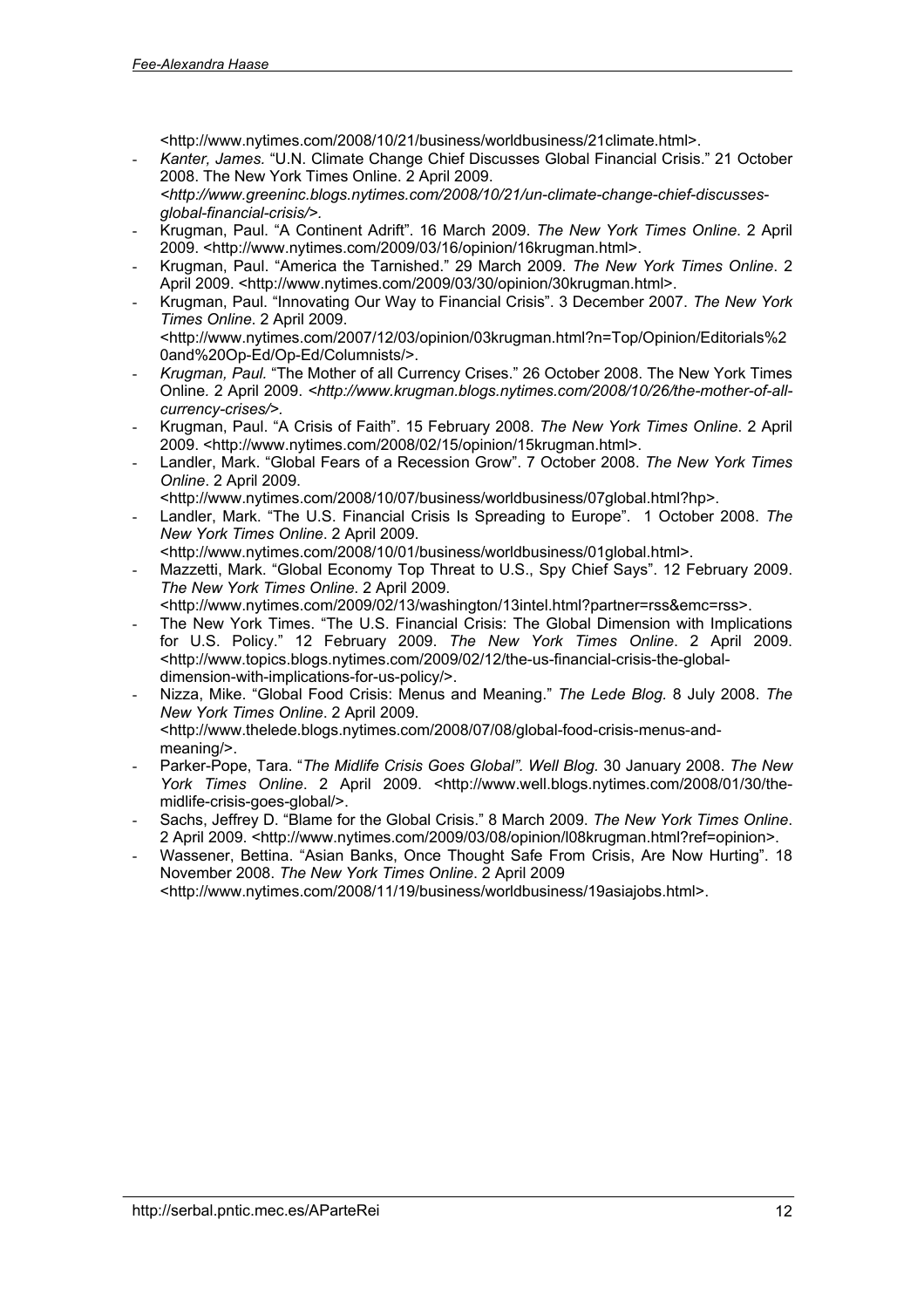<http://www.nytimes.com/2008/10/21/business/worldbusiness/21climate.html>.

- *Kanter, James.* "U.N. Climate Change Chief Discusses Global Financial Crisis." 21 October 2008. The New York Times Online. 2 April 2009. *<http://www.greeninc.blogs.nytimes.com/2008/10/21/un-climate-change-chief-discusses-global-financial-crisis/>.*
- Krugman, Paul. "A Continent Adrift". 16 March 2009. *The New York Times Online*. 2 April 2009. <http://www.nytimes.com/2009/03/16/opinion/16krugman.html>.
- Krugman, Paul. "America the Tarnished." 29 March 2009. *The New York Times Online*. 2 April 2009. <http://www.nytimes.com/2009/03/30/opinion/30krugman.html>.
- Krugman, Paul. "Innovating Our Way to Financial Crisis". 3 December 2007. *The New York Times Online*. 2 April 2009. <http://www.nytimes.com/2007/12/03/opinion/03krugman.html?n=Top/Opinion/Editorials%20and%20Op-Ed/Op-Ed/Columnists/>.
- *Krugman, Paul.* "The Mother of all Currency Crises." 26 October 2008. The New York Times Online*.* 2 April 2009. <*http://www.krugman.blogs.nytimes.com/2008/10/26/the-mother-of-all-currency-crises/*>.
- Krugman, Paul. "A Crisis of Faith". 15 February 2008. *The New York Times Online*. 2 April 2009. <http://www.nytimes.com/2008/02/15/opinion/15krugman.html>.
- Landler, Mark. "Global Fears of a Recession Grow". 7 October 2008. *The New York Times Online*. 2 April 2009. <http://www.nytimes.com/2008/10/07/business/worldbusiness/07global.html?hp>.
- Landler, Mark. "The U.S. Financial Crisis Is Spreading to Europe". 1 October 2008. *The New York Times Online*. 2 April 2009. <http://www.nytimes.com/2008/10/01/business/worldbusiness/01global.html>.
- Mazzetti, Mark. "Global Economy Top Threat to U.S., Spy Chief Says". 12 February 2009. *The New York Times Online*. 2 April 2009. <http://www.nytimes.com/2009/02/13/washington/13intel.html?partner=rss&emc=rss>.
- The New York Times. "The U.S. Financial Crisis: The Global Dimension with Implications for U.S. Policy." 12 February 2009. *The New York Times Online*. 2 April 2009. <http://www.topics.blogs.nytimes.com/2009/02/12/the-us-financial-crisis-the-global-dimension-with-implications-for-us-policy/>.
- Nizza, Mike. "Global Food Crisis: Menus and Meaning." *The Lede Blog.* 8 July 2008. *The New York Times Online*. 2 April 2009. <http://www.thelede.blogs.nytimes.com/2008/07/08/global-food-crisis-menus-and-meaning/>.
- Parker-Pope, Tara. "*The Midlife Crisis Goes Global". Well Blog.* 30 January 2008. *The New York Times Online*. 2 April 2009. <http://www.well.blogs.nytimes.com/2008/01/30/the-midlife-crisis-goes-global/>.
- Sachs, Jeffrey D. "Blame for the Global Crisis." 8 March 2009. *The New York Times Online*. 2 April 2009. <http://www.nytimes.com/2009/03/08/opinion/l08krugman.html?ref=opinion>.
- Wassener, Bettina. "Asian Banks, Once Thought Safe From Crisis, Are Now Hurting". 18 November 2008. *The New York Times Online*. 2 April 2009 <http://www.nytimes.com/2008/11/19/business/worldbusiness/19asiajobs.html>.